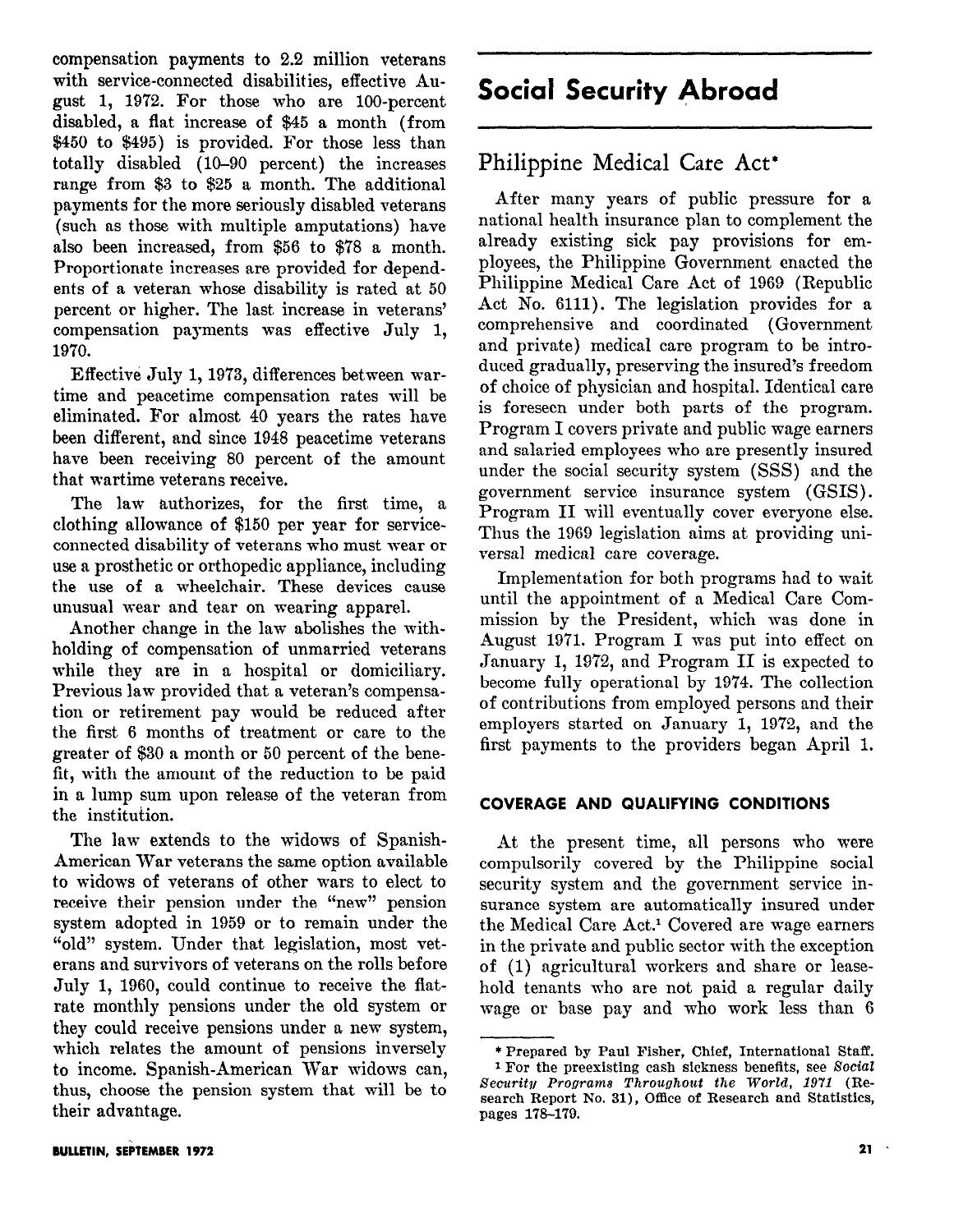compensation payments to 2.2 million veterans with service-connected disabilities, effective August 1, 1972. For those who are 100-percent disabled, a flat increase of $45 a month (from $450 to $495) is provided. For those less than totally disabled (10–90 percent) the increases range from $3 to $25 a month. The additional payments for the more seriously disabled veterans (such as those with multiple amputations) have also been increased, from $56 to $78 a month. Proportionate increases are provided for dependents of a veteran whose disability is rated at 50 percent or higher. The last increase in veterans' compensation payments was effective July 1, 1970.

Effective July 1, 1973, differences between wartime and peacetime compensation rates will be eliminated. For almost 40 years the rates have been different, and since 1948 peacetime veterans have been receiving 80 percent of the amount that wartime veterans receive.

The law authorizes, for the first time, a clothing allowance of $150 per year for service-connected disability of veterans who must wear or use a prosthetic or orthopedic appliance, including the use of a wheelchair. These devices cause unusual wear and tear on wearing apparel.

Another change in the law abolishes the withholding of compensation of unmarried veterans while they are in a hospital or domiciliary. Previous law provided that a veteran's compensation or retirement pay would be reduced after the first 6 months of treatment or care to the greater of $30 a month or 50 percent of the benefit, with the amount of the reduction to be paid in a lump sum upon release of the veteran from the institution.

The law extends to the widows of Spanish-American War veterans the same option available to widows of veterans of other wars to elect to receive their pension under the "new" pension system adopted in 1959 or to remain under the "old" system. Under that legislation, most veterans and survivors of veterans on the rolls before July 1, 1960, could continue to receive the flat-rate monthly pensions under the old system or they could receive pensions under a new system, which relates the amount of pensions inversely to income. Spanish-American War widows can, thus, choose the pension system that will be to their advantage.

# Social Security Abroad

## Philippine Medical Care Act*

After many years of public pressure for a national health insurance plan to complement the already existing sick pay provisions for employees, the Philippine Government enacted the Philippine Medical Care Act of 1969 (Republic Act No. 6111). The legislation provides for a comprehensive and coordinated (Government and private) medical care program to be introduced gradually, preserving the insured's freedom of choice of physician and hospital. Identical care is foreseen under both parts of the program. Program I covers private and public wage earners and salaried employees who are presently insured under the social security system (SSS) and the government service insurance system (GSIS). Program II will eventually cover everyone else. Thus the 1969 legislation aims at providing universal medical care coverage.

Implementation for both programs had to wait until the appointment of a Medical Care Commission by the President, which was done in August 1971. Program I was put into effect on January 1, 1972, and Program II is expected to become fully operational by 1974. The collection of contributions from employed persons and their employers started on January 1, 1972, and the first payments to the providers began April 1.

### COVERAGE AND QUALIFYING CONDITIONS

At the present time, all persons who were compulsorily covered by the Philippine social security system and the government service insurance system are automatically insured under the Medical Care Act.[1] Covered are wage earners in the private and public sector with the exception of (1) agricultural workers and share or leasehold tenants who are not paid a regular daily wage or base pay and who work less than 6

\* Prepared by Paul Fisher, Chief, International Staff.

[1] For the preexisting cash sickness benefits, see *Social Security Programs Throughout the World, 1971* (Research Report No. 31), Office of Research and Statistics, pages 178–179.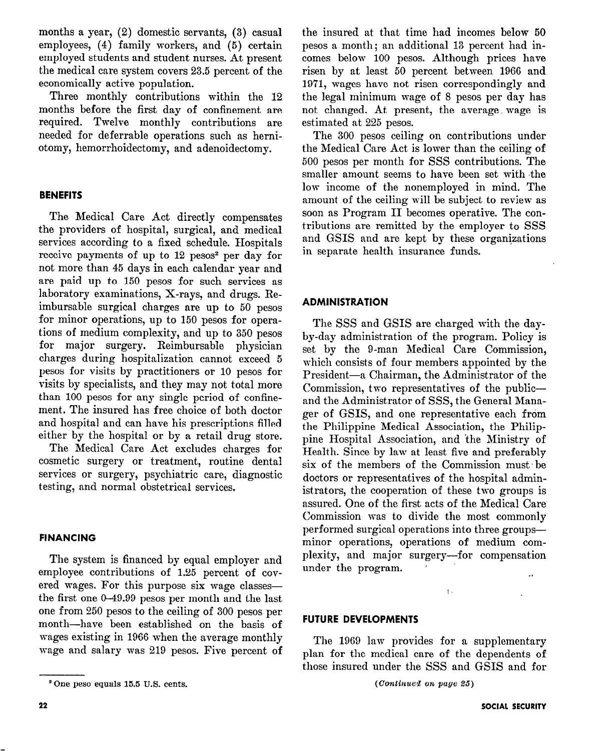months a year, (2) domestic servants, (3) casual employees, (4) family workers, and (5) certain employed students and student nurses. At present the medical care system covers 23.5 percent of the economically active population.

Three monthly contributions within the 12 months before the first day of confinement are required. Twelve monthly contributions are needed for deferrable operations such as herniotomy, hemorrhoidectomy, and adenoidectomy.

## BENEFITS

The Medical Care Act directly compensates the providers of hospital, surgical, and medical services according to a fixed schedule. Hospitals receive payments of up to 12 pesos[2] per day for not more than 45 days in each calendar year and are paid up to 150 pesos for such services as laboratory examinations, X-rays, and drugs. Reimbursable surgical charges are up to 50 pesos for minor operations, up to 150 pesos for operations of medium complexity, and up to 350 pesos for major surgery. Reimbursable physician charges during hospitalization cannot exceed 5 pesos for visits by practitioners or 10 pesos for visits by specialists, and they may not total more than 100 pesos for any single period of confinement. The insured has free choice of both doctor and hospital and can have his prescriptions filled either by the hospital or by a retail drug store.

The Medical Care Act excludes charges for cosmetic surgery or treatment, routine dental services or surgery, psychiatric care, diagnostic testing, and normal obstetrical services.

## FINANCING

The system is financed by equal employer and employee contributions of 1.25 percent of covered wages. For this purpose six wage classes—the first one 0–49.99 pesos per month and the last one from 250 pesos to the ceiling of 300 pesos per month—have been established on the basis of wages existing in 1966 when the average monthly wage and salary was 219 pesos. Five percent of the insured at that time had incomes below 50 pesos a month; an additional 13 percent had incomes below 100 pesos. Although prices have risen by at least 50 percent between 1966 and 1971, wages have not risen correspondingly and the legal minimum wage of 8 pesos per day has not changed. At present, the average wage is estimated at 225 pesos.

The 300 pesos ceiling on contributions under the Medical Care Act is lower than the ceiling of 500 pesos per month for SSS contributions. The smaller amount seems to have been set with the low income of the nonemployed in mind. The amount of the ceiling will be subject to review as soon as Program II becomes operative. The contributions are remitted by the employer to SSS and GSIS and are kept by these organizations in separate health insurance funds.

## ADMINISTRATION

The SSS and GSIS are charged with the day-by-day administration of the program. Policy is set by the 9-man Medical Care Commission, which consists of four members appointed by the President—a Chairman, the Administrator of the Commission, two representatives of the public—and the Administrator of SSS, the General Manager of GSIS, and one representative each from the Philippine Medical Association, the Philippine Hospital Association, and the Ministry of Health. Since by law at least five and preferably six of the members of the Commission must be doctors or representatives of the hospital administrators, the cooperation of these two groups is assured. One of the first acts of the Medical Care Commission was to divide the most commonly performed surgical operations into three groups—minor operations, operations of medium complexity, and major surgery—for compensation under the program.

## FUTURE DEVELOPMENTS

The 1969 law provides for a supplementary plan for the medical care of the dependents of those insured under the SSS and GSIS and for

*(Continued on page 25)*

[2] One peso equals 15.5 U.S. cents.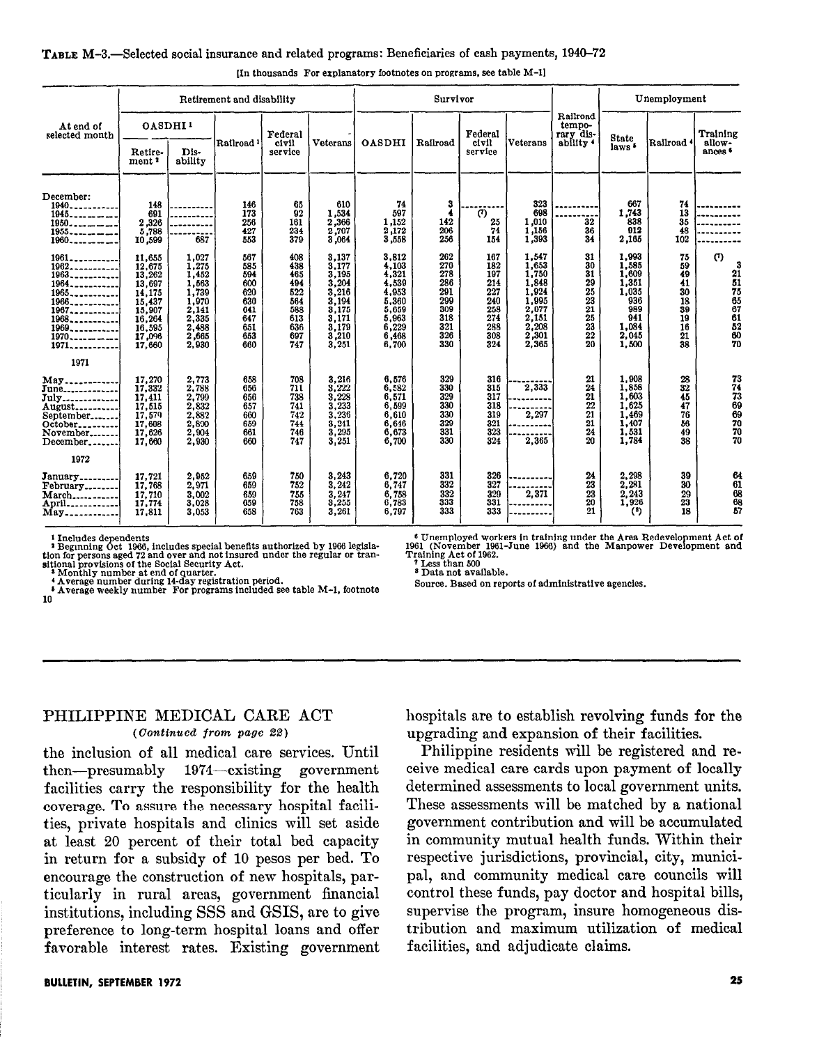TABLE M-3.—Selected social insurance and related programs: Beneficiaries of cash payments, 1940–72

[In thousands For explanatory footnotes on programs, see table M-1]

| At end of selected month | Retirement and disability | | | | | Survivor | | | | Railroad temporary disability [4] | Unemployment | | |
|---|---|---|---|---|---|---|---|---|---|---|---|---|---|
| | OASDHI [1] | | Railroad [1] | Federal civil service | Veterans | OASDHI | Railroad | Federal civil service | Veterans | | State laws [5] | Railroad [4] | Training allowances [6] |
| | Retirement [2] | Disability | | | | | | | | | | | |
| December: | | | | | | | | | | | | | |
| 1940 | 148 | | 146 | 65 | 610 | 74 | 3 | | 323 | | 667 | 74 | |
| 1945 | 691 | | 173 | 92 | 1,534 | 597 | 4 | (7) | 698 | | 1,743 | 13 | |
| 1950 | 2,326 | | 256 | 161 | 2,366 | 1,152 | 142 | 25 | 1,010 | 32 | 838 | 35 | |
| 1955 | 5,788 | | 427 | 234 | 2,707 | 2,172 | 206 | 74 | 1,156 | 36 | 912 | 48 | |
| 1960 | 10,599 | 687 | 553 | 379 | 3,064 | 3,558 | 256 | 154 | 1,393 | 34 | 2,165 | 102 | |
| 1961 | 11,655 | 1,027 | 567 | 408 | 3,137 | 3,812 | 262 | 167 | 1,547 | 31 | 1,993 | 75 | (7) |
| 1962 | 12,675 | 1,275 | 585 | 438 | 3,177 | 4,103 | 270 | 182 | 1,653 | 30 | 1,585 | 59 | 3 |
| 1963 | 13,262 | 1,452 | 594 | 465 | 3,195 | 4,321 | 278 | 197 | 1,750 | 31 | 1,609 | 49 | 21 |
| 1964 | 13,697 | 1,563 | 600 | 494 | 3,204 | 4,539 | 286 | 214 | 1,848 | 29 | 1,351 | 41 | 51 |
| 1965 | 14,175 | 1,739 | 620 | 522 | 3,216 | 4,953 | 291 | 227 | 1,924 | 25 | 1,035 | 30 | 75 |
| 1966 | 15,437 | 1,970 | 630 | 564 | 3,194 | 5,360 | 299 | 240 | 1,995 | 23 | 936 | 18 | 65 |
| 1967 | 15,907 | 2,141 | 641 | 588 | 3,175 | 5,659 | 309 | 258 | 2,077 | 21 | 989 | 39 | 67 |
| 1968 | 16,264 | 2,335 | 647 | 613 | 3,171 | 5,963 | 318 | 274 | 2,151 | 25 | 941 | 19 | 61 |
| 1969 | 16,595 | 2,488 | 651 | 636 | 3,179 | 6,229 | 321 | 288 | 2,208 | 23 | 1,084 | 16 | 52 |
| 1970 | 17,096 | 2,665 | 653 | 697 | 3,210 | 6,468 | 326 | 308 | 2,301 | 22 | 2,045 | 21 | 60 |
| 1971 | 17,660 | 2,930 | 660 | 747 | 3,251 | 6,700 | 330 | 324 | 2,365 | 20 | 1,500 | 38 | 70 |
| 1971 | | | | | | | | | | | | | |
| May | 17,270 | 2,773 | 658 | 708 | 3,216 | 6,576 | 329 | 316 | | 21 | 1,908 | 28 | 73 |
| June | 17,332 | 2,788 | 656 | 711 | 3,222 | 6,582 | 330 | 315 | 2,333 | 24 | 1,858 | 32 | 74 |
| July | 17,411 | 2,799 | 656 | 738 | 3,228 | 6,571 | 329 | 317 | | 21 | 1,603 | 45 | 73 |
| August | 17,515 | 2,832 | 657 | 741 | 3,233 | 6,599 | 330 | 318 | | 22 | 1,625 | 47 | 69 |
| September | 17,579 | 2,882 | 660 | 742 | 3,236 | 6,610 | 330 | 319 | 2,297 | 21 | 1,469 | 76 | 69 |
| October | 17,608 | 2,890 | 659 | 744 | 3,241 | 6,646 | 329 | 321 | | 21 | 1,407 | 56 | 70 |
| November | 17,626 | 2,904 | 661 | 746 | 3,295 | 6,673 | 331 | 323 | | 24 | 1,531 | 49 | 70 |
| December | 17,660 | 2,930 | 660 | 747 | 3,251 | 6,700 | 330 | 324 | 2,365 | 20 | 1,784 | 38 | 70 |
| 1972 | | | | | | | | | | | | | |
| January | 17,721 | 2,952 | 659 | 750 | 3,243 | 6,720 | 331 | 326 | | 24 | 2,298 | 39 | 64 |
| February | 17,768 | 2,971 | 659 | 752 | 3,242 | 6,747 | 332 | 327 | | 23 | 2,281 | 30 | 61 |
| March | 17,710 | 3,002 | 659 | 755 | 3,247 | 6,758 | 332 | 329 | 2,371 | 23 | 2,243 | 29 | 68 |
| April | 17,774 | 3,028 | 659 | 758 | 3,255 | 6,783 | 333 | 331 | | 20 | 1,926 | 23 | 68 |
| May | 17,811 | 3,053 | 658 | 763 | 3,261 | 6,797 | 333 | 333 | | 21 | (8) | 18 | 57 |

[1] Includes dependents

[2] Beginning Oct 1966, includes special benefits authorized by 1966 legislation for persons aged 72 and over and not insured under the regular or transitional provisions of the Social Security Act.

[3] Monthly number at end of quarter.

[4] Average number during 14-day registration period.

[5] Average weekly number For programs included see table M-1, footnote 10

[6] Unemployed workers in training under the Area Redevelopment Act of 1961 (November 1961–June 1966) and the Manpower Development and Training Act of 1962.

[7] Less than 500

[8] Data not available.

Source. Based on reports of administrative agencies.

## PHILIPPINE MEDICAL CARE ACT

*(Continued from page 22)*

the inclusion of all medical care services. Until then—presumably 1974—existing government facilities carry the responsibility for the health coverage. To assure the necessary hospital facilities, private hospitals and clinics will set aside at least 20 percent of their total bed capacity in return for a subsidy of 10 pesos per bed. To encourage the construction of new hospitals, particularly in rural areas, government financial institutions, including SSS and GSIS, are to give preference to long-term hospital loans and offer favorable interest rates. Existing government hospitals are to establish revolving funds for the upgrading and expansion of their facilities.

Philippine residents will be registered and receive medical care cards upon payment of locally determined assessments to local government units. These assessments will be matched by a national government contribution and will be accumulated in community mutual health funds. Within their respective jurisdictions, provincial, city, municipal, and community medical care councils will control these funds, pay doctor and hospital bills, supervise the program, insure homogeneous distribution and maximum utilization of medical facilities, and adjudicate claims.